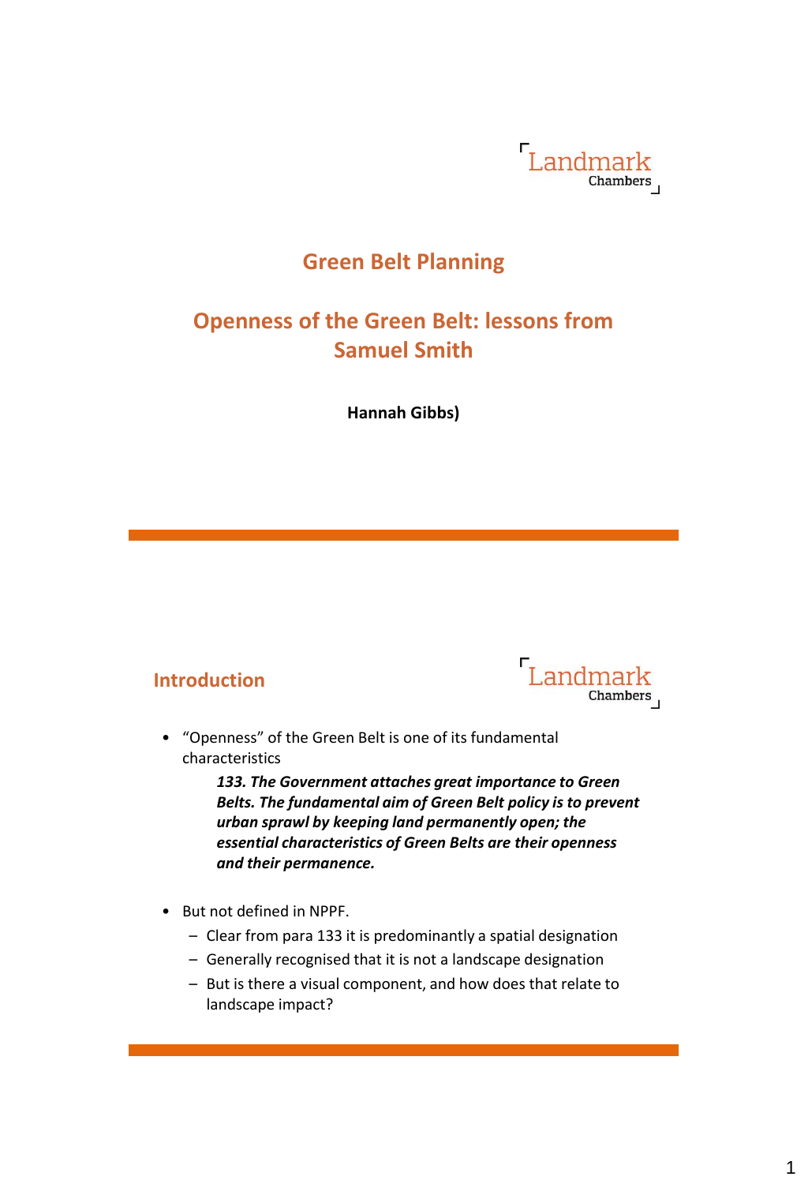Landmark Chambers

# Green Belt Planning

## Openness of the Green Belt: lessons from Samuel Smith

**Hannah Gibbs)**

---

Landmark Chambers

## Introduction

- "Openness" of the Green Belt is one of its fundamental characteristics

  > ***133. The Government attaches great importance to Green Belts. The fundamental aim of Green Belt policy is to prevent urban sprawl by keeping land permanently open; the essential characteristics of Green Belts are their openness and their permanence.***

- But not defined in NPPF.
  - Clear from para 133 it is predominantly a spatial designation
  - Generally recognised that it is not a landscape designation
  - But is there a visual component, and how does that relate to landscape impact?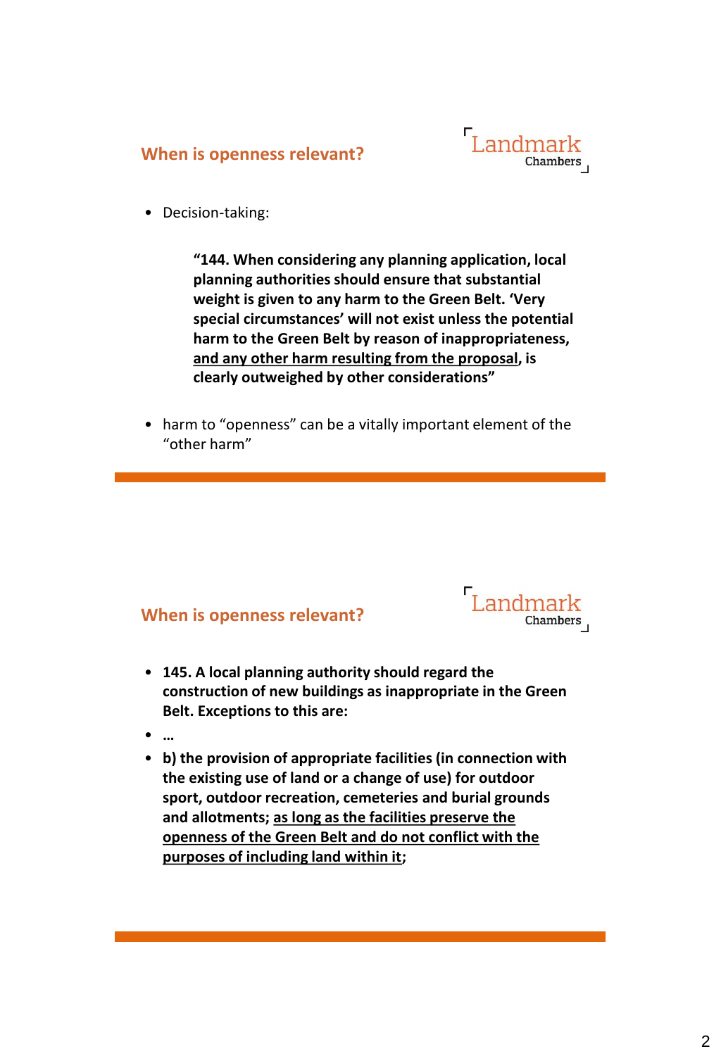## When is openness relevant?

Landmark Chambers

- Decision-taking:

> **"144. When considering any planning application, local planning authorities should ensure that substantial weight is given to any harm to the Green Belt. 'Very special circumstances' will not exist unless the potential harm to the Green Belt by reason of inappropriateness, <u>and any other harm resulting from the proposal</u>, is clearly outweighed by other considerations"**

- harm to "openness" can be a vitally important element of the "other harm"

## When is openness relevant?

Landmark Chambers

- **145. A local planning authority should regard the construction of new buildings as inappropriate in the Green Belt. Exceptions to this are:**
- **…**
- **b) the provision of appropriate facilities (in connection with the existing use of land or a change of use) for outdoor sport, outdoor recreation, cemeteries and burial grounds and allotments; <u>as long as the facilities preserve the openness of the Green Belt and do not conflict with the purposes of including land within it</u>;**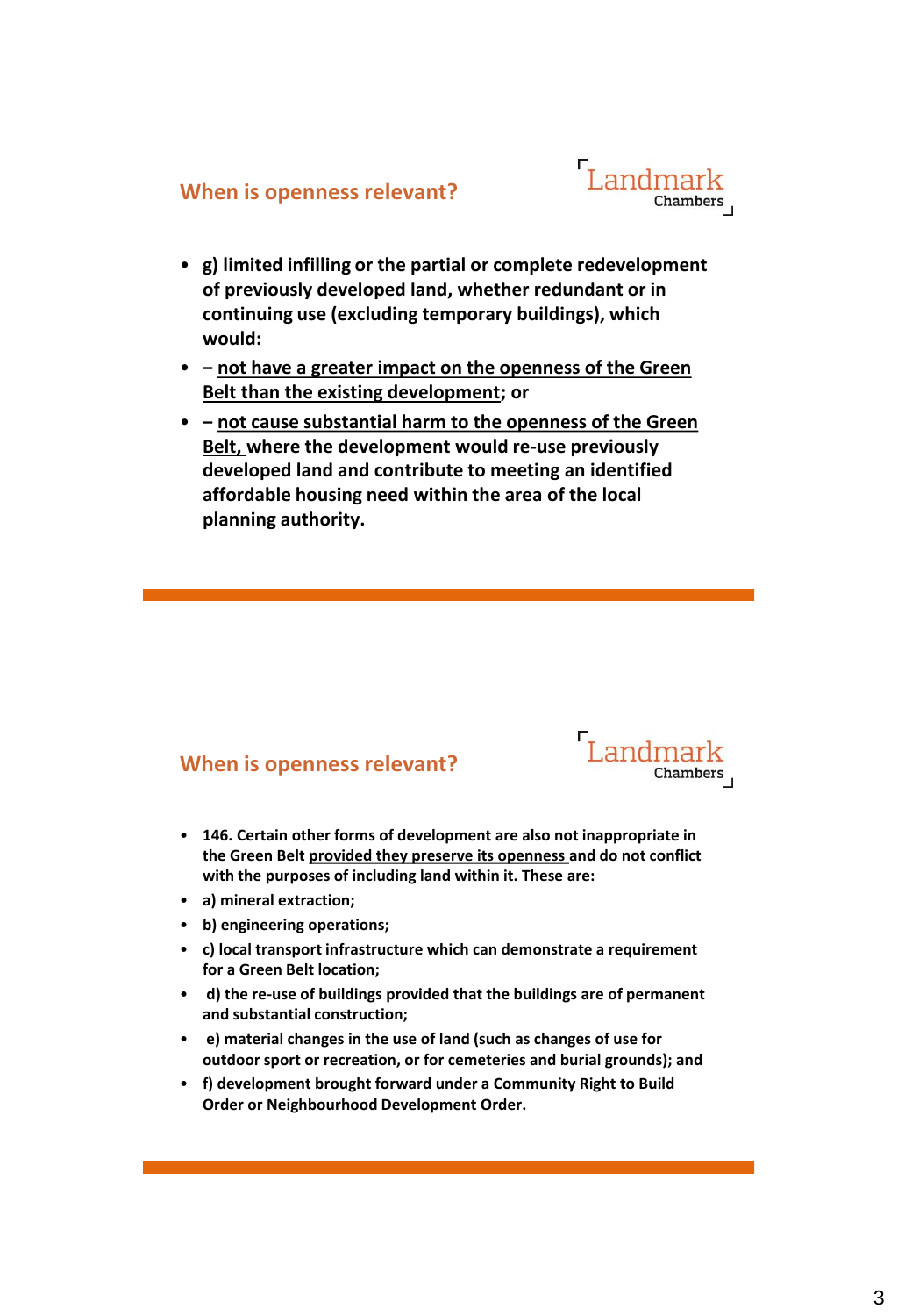## When is openness relevant?

- **g) limited infilling or the partial or complete redevelopment of previously developed land, whether redundant or in continuing use (excluding temporary buildings), which would:**
- **– <u>not have a greater impact on the openness of the Green Belt than the existing development</u>; or**
- **– <u>not cause substantial harm to the openness of the Green Belt,</u> where the development would re-use previously developed land and contribute to meeting an identified affordable housing need within the area of the local planning authority.**

## When is openness relevant?

- **146. Certain other forms of development are also not inappropriate in the Green Belt <u>provided they preserve its openness</u> and do not conflict with the purposes of including land within it. These are:**
- **a) mineral extraction;**
- **b) engineering operations;**
- **c) local transport infrastructure which can demonstrate a requirement for a Green Belt location;**
- **d) the re-use of buildings provided that the buildings are of permanent and substantial construction;**
- **e) material changes in the use of land (such as changes of use for outdoor sport or recreation, or for cemeteries and burial grounds); and**
- **f) development brought forward under a Community Right to Build Order or Neighbourhood Development Order.**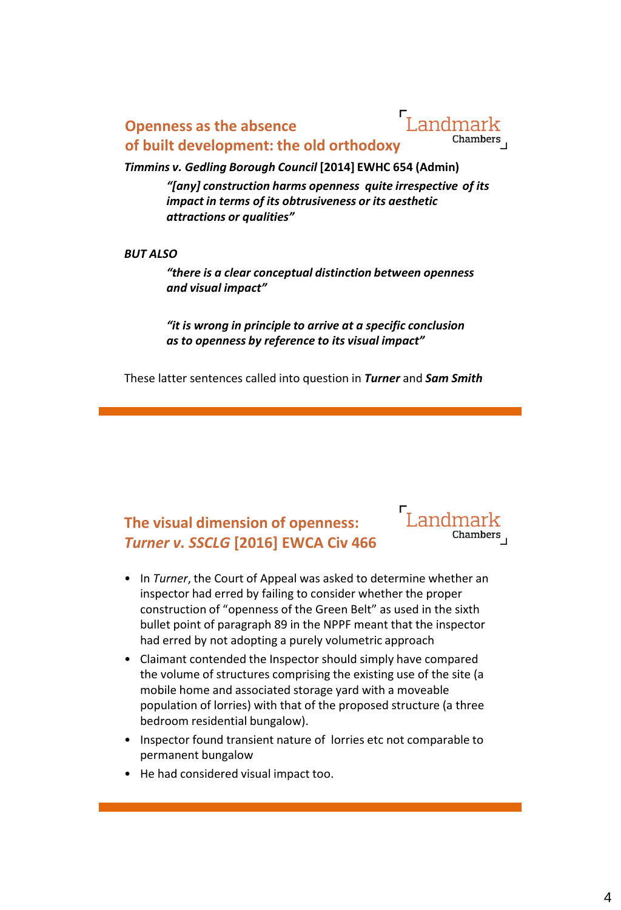## Openness as the absence of built development: the old orthodoxy

***Timmins v. Gedling Borough Council* [2014] EWHC 654 (Admin)**

> ***"[any] construction harms openness quite irrespective of its impact in terms of its obtrusiveness or its aesthetic attractions or qualities"***

***BUT ALSO***

> ***"there is a clear conceptual distinction between openness and visual impact"***

> ***"it is wrong in principle to arrive at a specific conclusion as to openness by reference to its visual impact"***

These latter sentences called into question in ***Turner*** and ***Sam Smith***

## The visual dimension of openness: *Turner v. SSCLG* [2016] EWCA Civ 466

- In *Turner*, the Court of Appeal was asked to determine whether an inspector had erred by failing to consider whether the proper construction of "openness of the Green Belt" as used in the sixth bullet point of paragraph 89 in the NPPF meant that the inspector had erred by not adopting a purely volumetric approach
- Claimant contended the Inspector should simply have compared the volume of structures comprising the existing use of the site (a mobile home and associated storage yard with a moveable population of lorries) with that of the proposed structure (a three bedroom residential bungalow).
- Inspector found transient nature of lorries etc not comparable to permanent bungalow
- He had considered visual impact too.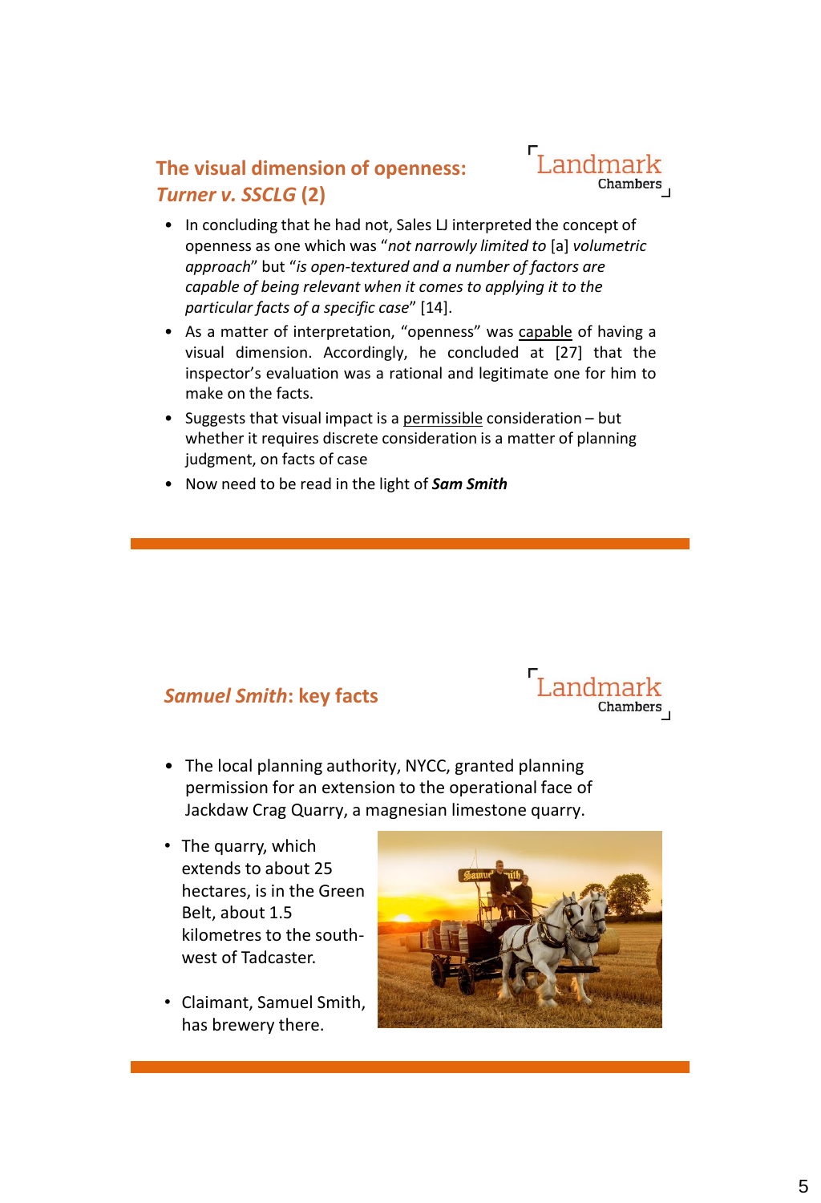## The visual dimension of openness: *Turner v. SSCLG* (2)

- In concluding that he had not, Sales LJ interpreted the concept of openness as one which was "*not narrowly limited to* [a] *volumetric approach*" but "*is open-textured and a number of factors are capable of being relevant when it comes to applying it to the particular facts of a specific case*" [14].
- As a matter of interpretation, "openness" was capable of having a visual dimension. Accordingly, he concluded at [27] that the inspector's evaluation was a rational and legitimate one for him to make on the facts.
- Suggests that visual impact is a permissible consideration – but whether it requires discrete consideration is a matter of planning judgment, on facts of case
- Now need to be read in the light of ***Sam Smith***

## *Samuel Smith*: key facts

- The local planning authority, NYCC, granted planning permission for an extension to the operational face of Jackdaw Crag Quarry, a magnesian limestone quarry.
- The quarry, which extends to about 25 hectares, is in the Green Belt, about 1.5 kilometres to the south-west of Tadcaster.
- Claimant, Samuel Smith, has brewery there.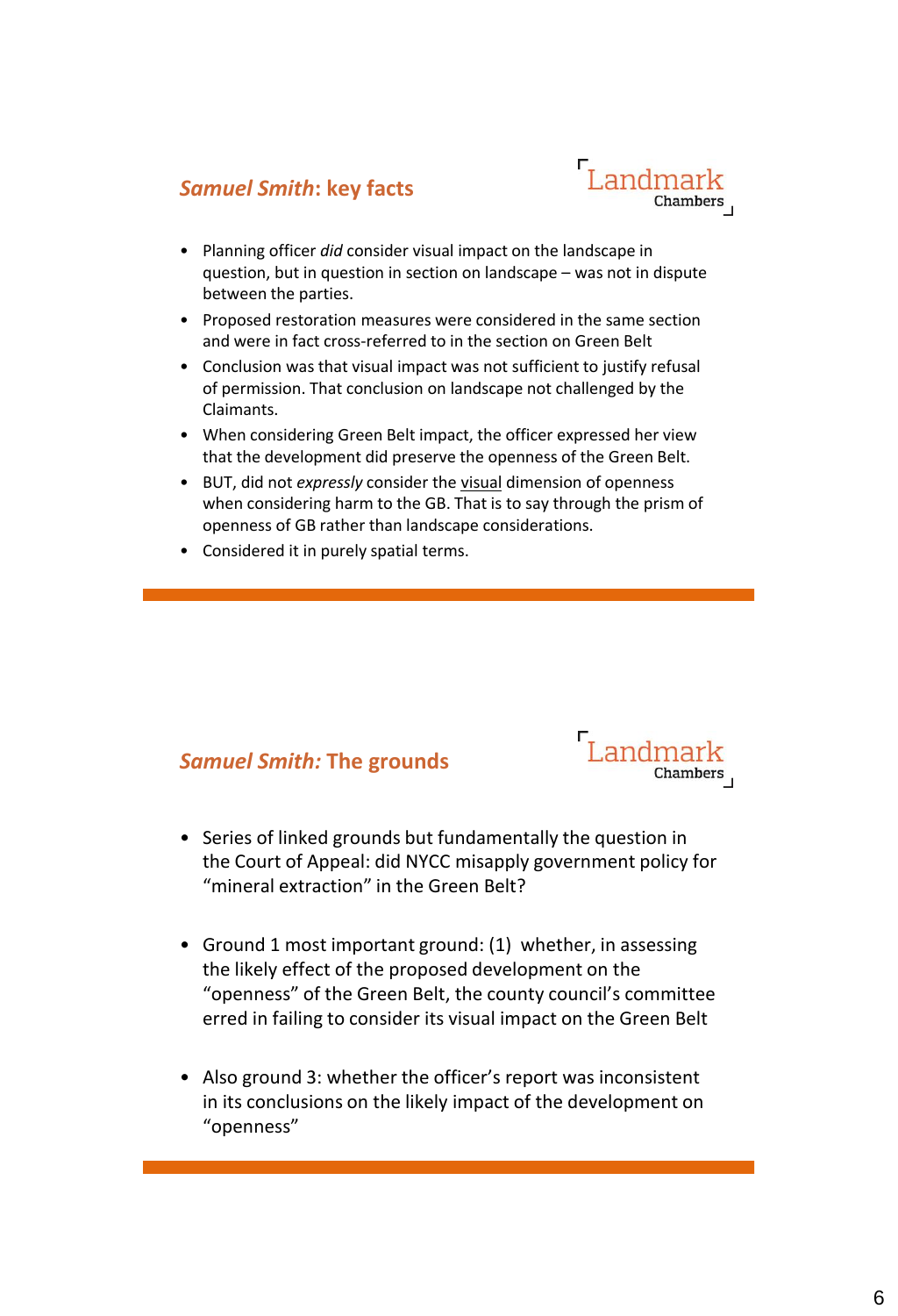## *Samuel Smith*: key facts

Landmark Chambers

- Planning officer *did* consider visual impact on the landscape in question, but in question in section on landscape – was not in dispute between the parties.
- Proposed restoration measures were considered in the same section and were in fact cross-referred to in the section on Green Belt
- Conclusion was that visual impact was not sufficient to justify refusal of permission. That conclusion on landscape not challenged by the Claimants.
- When considering Green Belt impact, the officer expressed her view that the development did preserve the openness of the Green Belt.
- BUT, did not *expressly* consider the <u>visual</u> dimension of openness when considering harm to the GB. That is to say through the prism of openness of GB rather than landscape considerations.
- Considered it in purely spatial terms.

## *Samuel Smith:* The grounds

Landmark Chambers

- Series of linked grounds but fundamentally the question in the Court of Appeal: did NYCC misapply government policy for "mineral extraction" in the Green Belt?
- Ground 1 most important ground: (1) whether, in assessing the likely effect of the proposed development on the "openness" of the Green Belt, the county council's committee erred in failing to consider its visual impact on the Green Belt
- Also ground 3: whether the officer's report was inconsistent in its conclusions on the likely impact of the development on "openness"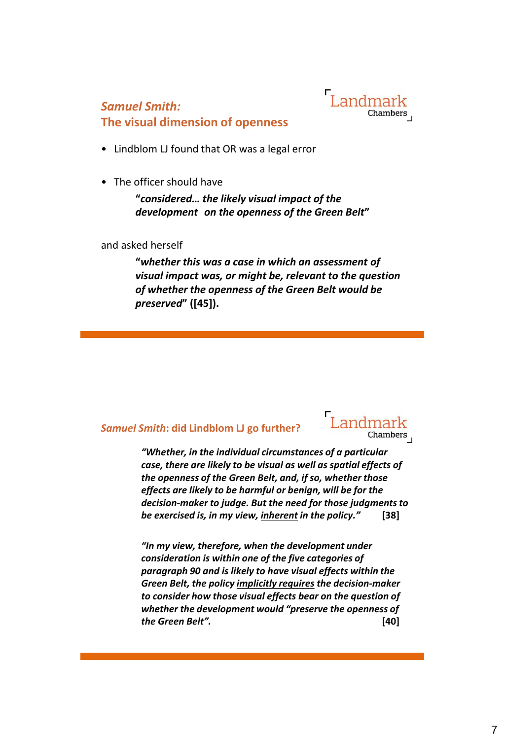## *Samuel Smith*: The visual dimension of openness

Landmark Chambers

- Lindblom LJ found that OR was a legal error

- The officer should have

  **"*considered… the likely visual impact of the development on the openness of the Green Belt*"**

and asked herself

  **"*whether this was a case in which an assessment of visual impact was, or might be, relevant to the question of whether the openness of the Green Belt would be preserved*" ([45]).**

## *Samuel Smith*: did Lindblom LJ go further?

Landmark Chambers

***"Whether, in the individual circumstances of a particular case, there are likely to be visual as well as spatial effects of the openness of the Green Belt, and, if so, whether those effects are likely to be harmful or benign, will be for the decision-maker to judge. But the need for those judgments to be exercised is, in my view, <u>inherent</u> in the policy."*** **[38]**

***"In my view, therefore, when the development under consideration is within one of the five categories of paragraph 90 and is likely to have visual effects within the Green Belt, the policy <u>implicitly requires</u> the decision-maker to consider how those visual effects bear on the question of whether the development would "preserve the openness of the Green Belt".*** **[40]**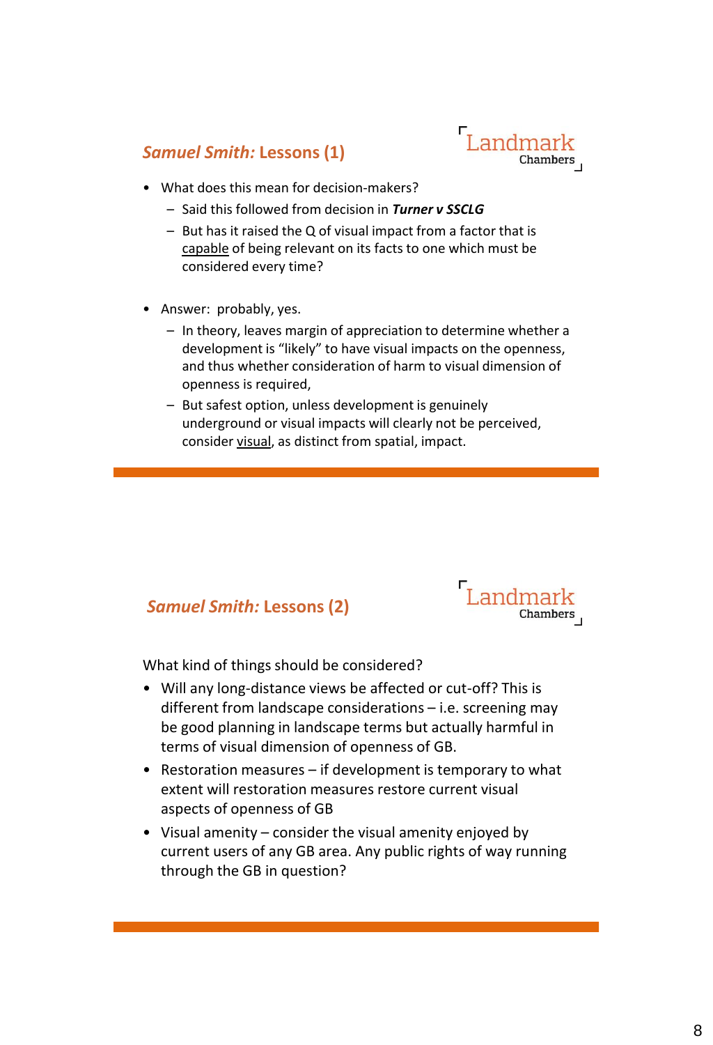## *Samuel Smith:* Lessons (1)

Landmark Chambers

- What does this mean for decision-makers?
  - Said this followed from decision in ***Turner v SSCLG***
  - But has it raised the Q of visual impact from a factor that is capable of being relevant on its facts to one which must be considered every time?

- Answer: probably, yes.
  - In theory, leaves margin of appreciation to determine whether a development is "likely" to have visual impacts on the openness, and thus whether consideration of harm to visual dimension of openness is required,
  - But safest option, unless development is genuinely underground or visual impacts will clearly not be perceived, consider visual, as distinct from spatial, impact.

## *Samuel Smith:* Lessons (2)

Landmark Chambers

What kind of things should be considered?

- Will any long-distance views be affected or cut-off? This is different from landscape considerations – i.e. screening may be good planning in landscape terms but actually harmful in terms of visual dimension of openness of GB.
- Restoration measures – if development is temporary to what extent will restoration measures restore current visual aspects of openness of GB
- Visual amenity – consider the visual amenity enjoyed by current users of any GB area. Any public rights of way running through the GB in question?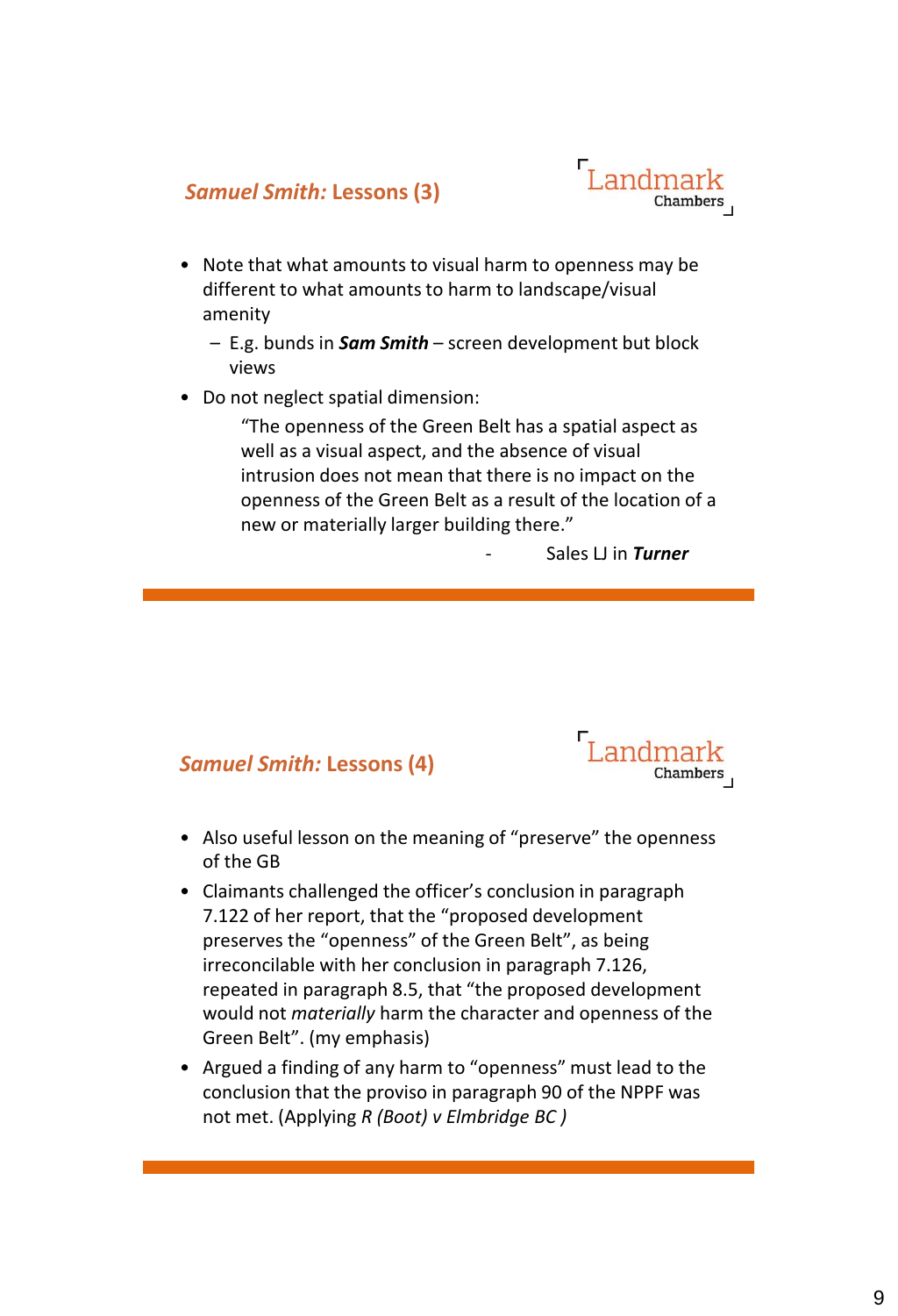## *Samuel Smith:* Lessons (3)

- Note that what amounts to visual harm to openness may be different to what amounts to harm to landscape/visual amenity
  - E.g. bunds in ***Sam Smith*** – screen development but block views
- Do not neglect spatial dimension:

  > "The openness of the Green Belt has a spatial aspect as well as a visual aspect, and the absence of visual intrusion does not mean that there is no impact on the openness of the Green Belt as a result of the location of a new or materially larger building there."
  >
  > \- Sales LJ in ***Turner***

## *Samuel Smith:* Lessons (4)

- Also useful lesson on the meaning of "preserve" the openness of the GB
- Claimants challenged the officer's conclusion in paragraph 7.122 of her report, that the "proposed development preserves the "openness" of the Green Belt", as being irreconcilable with her conclusion in paragraph 7.126, repeated in paragraph 8.5, that "the proposed development would not *materially* harm the character and openness of the Green Belt". (my emphasis)
- Argued a finding of any harm to "openness" must lead to the conclusion that the proviso in paragraph 90 of the NPPF was not met. (Applying *R (Boot) v Elmbridge BC* )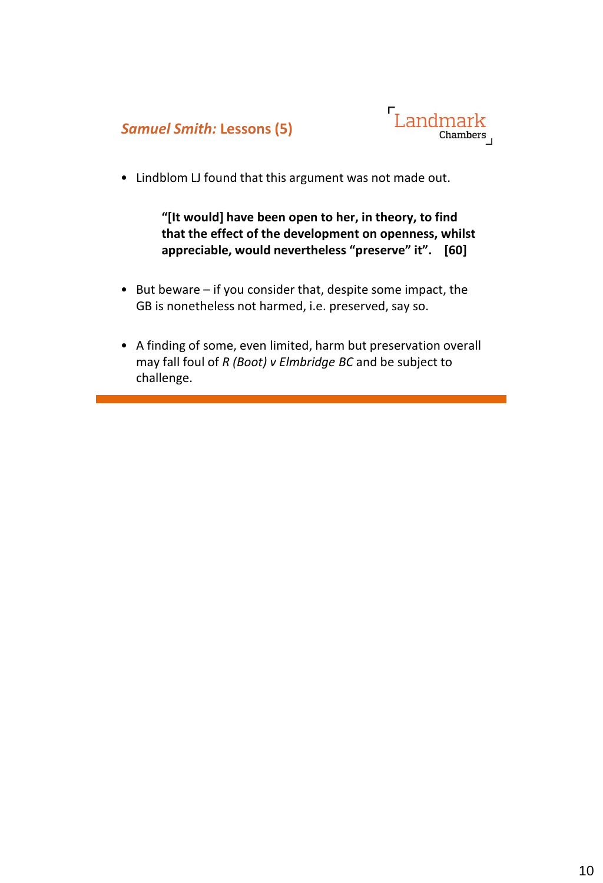## *Samuel Smith:* Lessons (5)

Landmark Chambers

- Lindblom LJ found that this argument was not made out.

> **"[It would] have been open to her, in theory, to find that the effect of the development on openness, whilst appreciable, would nevertheless "preserve" it". [60]**

- But beware – if you consider that, despite some impact, the GB is nonetheless not harmed, i.e. preserved, say so.
- A finding of some, even limited, harm but preservation overall may fall foul of *R (Boot) v Elmbridge BC* and be subject to challenge.